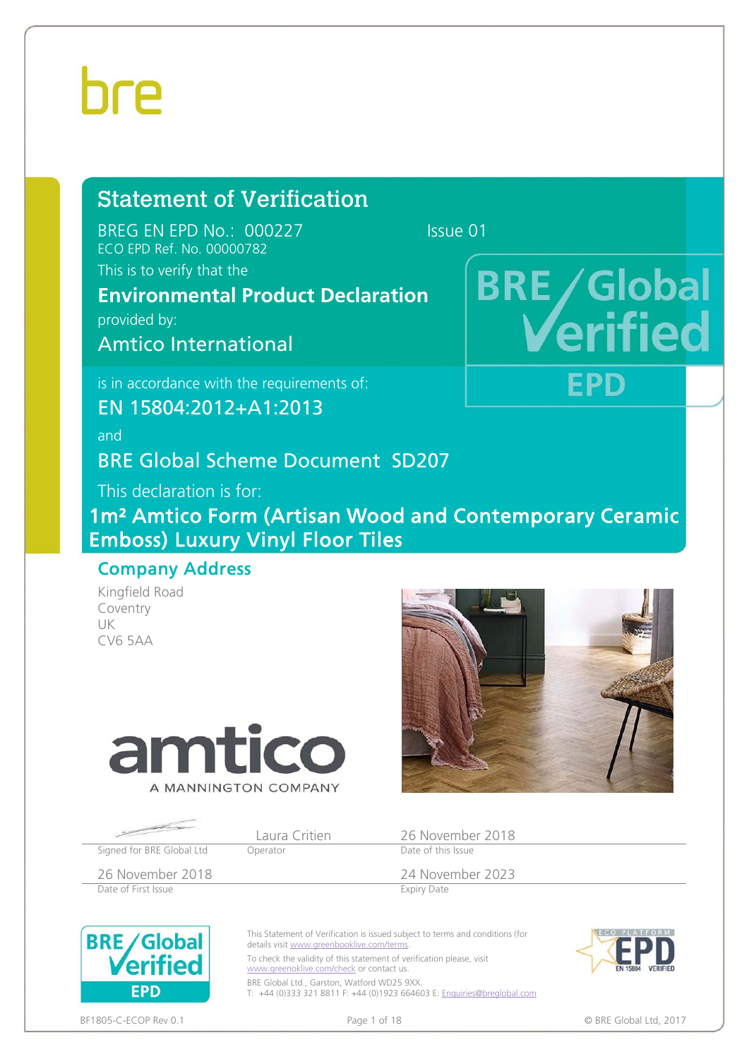bre

# Statement of Verification

BREG EN EPD No.: 000227 Issue 01

ECO EPD Ref. No. 00000782

This is to verify that the

**Environmental Product Declaration**

provided by:

## Amtico International

is in accordance with the requirements of:

## EN 15804:2012+A1:2013

and

## BRE Global Scheme Document SD207

This declaration is for:

## 1m² Amtico Form (Artisan Wood and Contemporary Ceramic Emboss) Luxury Vinyl Floor Tiles

BRE Global Verified EPD

## Company Address

Kingfield Road
Coventry
UK
CV6 5AA

amtico
A MANNINGTON COMPANY

| Signed for BRE Global Ltd | Laura Critien<br>Operator | 26 November 2018<br>Date of this Issue |
|---|---|---|
| 26 November 2018<br>Date of First Issue | | 24 November 2023<br>Expiry Date |

This Statement of Verification is issued subject to terms and conditions (for details visit www.greenbooklive.com/terms.

To check the validity of this statement of verification please, visit www.greenoklive.com/check or contact us.

BRE Global Ltd., Garston, Watford WD25 9XX.
T: +44 (0)333 321 8811 F: +44 (0)1923 664603 E: Enquiries@breglobal.com

ECO PLATFORM EPD EN 15804 VERIFIED

BF1805-C-ECOP Rev 0.1

© BRE Global Ltd, 2017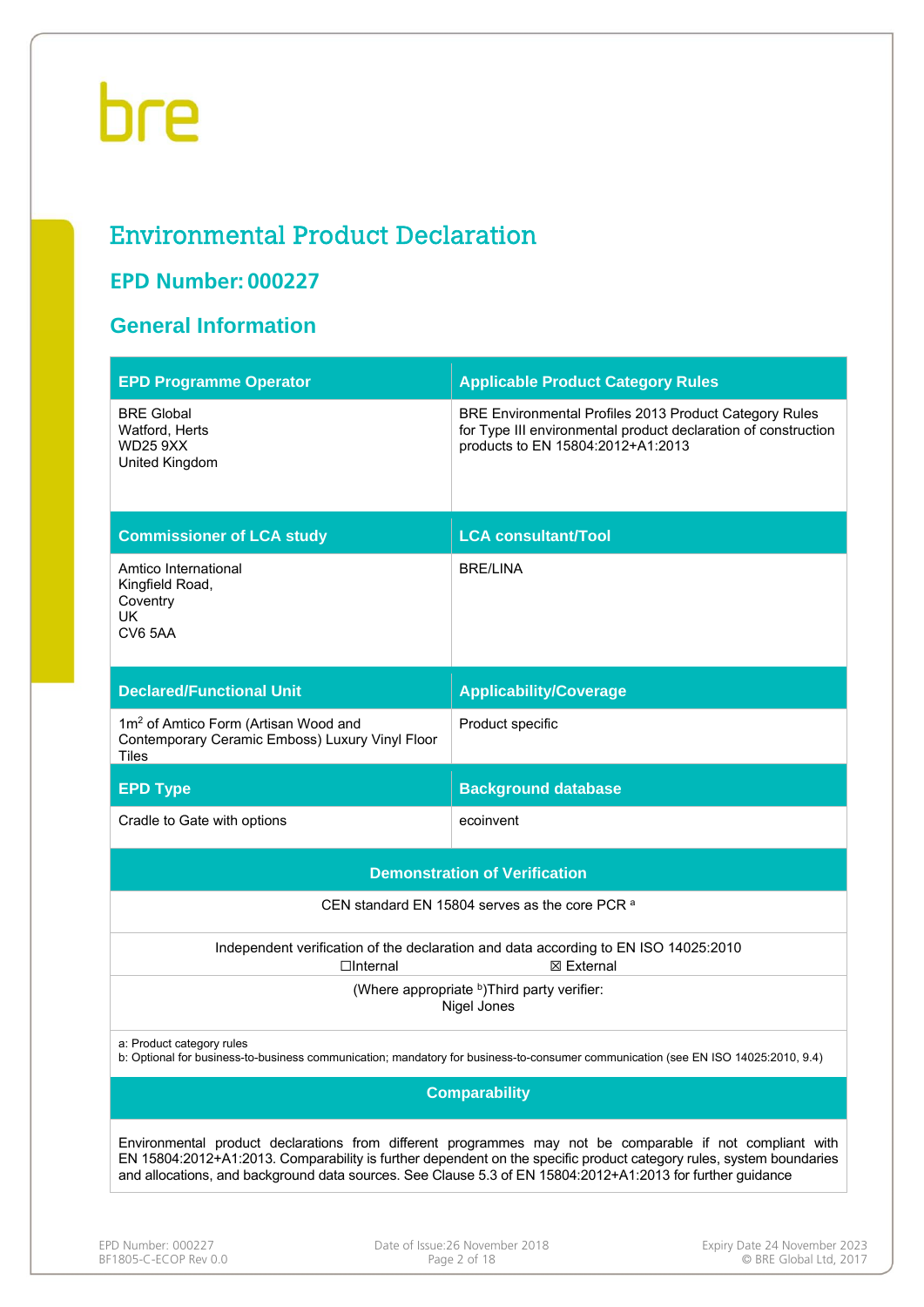bre

# Environmental Product Declaration

## EPD Number: 000227

## General Information

| EPD Programme Operator | Applicable Product Category Rules |
|---|---|
| BRE Global<br>Watford, Herts<br>WD25 9XX<br>United Kingdom | BRE Environmental Profiles 2013 Product Category Rules for Type III environmental product declaration of construction products to EN 15804:2012+A1:2013 |
| **Commissioner of LCA study** | **LCA consultant/Tool** |
| Amtico International<br>Kingfield Road,<br>Coventry<br>UK<br>CV6 5AA | BRE/LINA |
| **Declared/Functional Unit** | **Applicability/Coverage** |
| $1m^2$ of Amtico Form (Artisan Wood and Contemporary Ceramic Emboss) Luxury Vinyl Floor Tiles | Product specific |
| **EPD Type** | **Background database** |
| Cradle to Gate with options | ecoinvent |

| Demonstration of Verification | |
|---|---|
| CEN standard EN 15804 serves as the core PCR [a] | |
| Independent verification of the declaration and data according to EN ISO 14025:2010 | |
| ☐Internal | ☒ External |
| (Where appropriate [b])Third party verifier:<br>Nigel Jones | |

a: Product category rules
b: Optional for business-to-business communication; mandatory for business-to-consumer communication (see EN ISO 14025:2010, 9.4)

| Comparability |
|---|
| Environmental product declarations from different programmes may not be comparable if not compliant with EN 15804:2012+A1:2013. Comparability is further dependent on the specific product category rules, system boundaries and allocations, and background data sources. See Clause 5.3 of EN 15804:2012+A1:2013 for further guidance |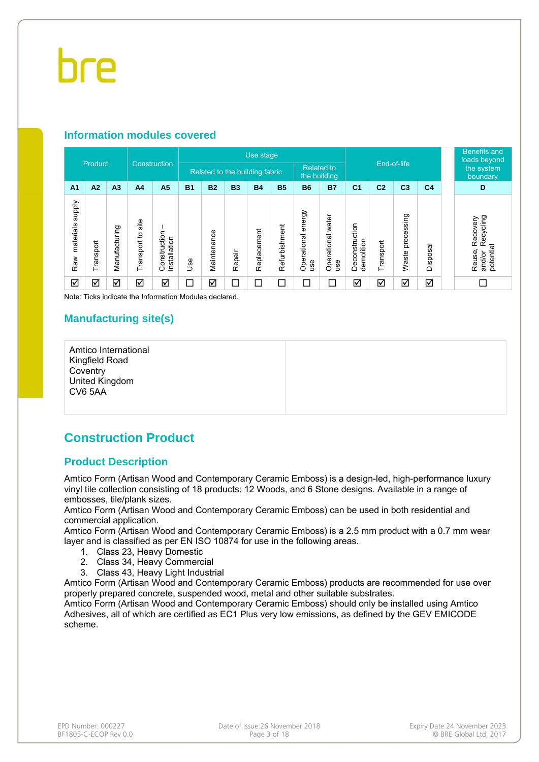## Information modules covered

| Product | | | Construction | | Use stage | | | | | | | End-of-life | | | | Benefits and loads beyond the system boundary |
|---|---|---|---|---|---|---|---|---|---|---|---|---|---|---|---|---|
| | | | | | Related to the building fabric | | | | | Related to the building | | | | | | |
| A1 | A2 | A3 | A4 | A5 | B1 | B2 | B3 | B4 | B5 | B6 | B7 | C1 | C2 | C3 | C4 | D |
| Raw materials supply | Transport | Manufacturing | Transport to site | Construction – Installation | Use | Maintenance | Repair | Replacement | Refurbishment | Operational energy use | Operational water use | Deconstruction demolition | Transport | Waste processing | Disposal | Reuse, Recovery and/or Recycling potential |
| ☑ | ☑ | ☑ | ☑ | ☑ | ☐ | ☑ | ☐ | ☐ | ☐ | ☐ | ☐ | ☑ | ☑ | ☑ | ☑ | ☐ |

Note: Ticks indicate the Information Modules declared.

## Manufacturing site(s)

Amtico International
Kingfield Road
Coventry
United Kingdom
CV6 5AA

# Construction Product

## Product Description

Amtico Form (Artisan Wood and Contemporary Ceramic Emboss) is a design-led, high-performance luxury vinyl tile collection consisting of 18 products: 12 Woods, and 6 Stone designs. Available in a range of embosses, tile/plank sizes.
Amtico Form (Artisan Wood and Contemporary Ceramic Emboss) can be used in both residential and commercial application.
Amtico Form (Artisan Wood and Contemporary Ceramic Emboss) is a 2.5 mm product with a 0.7 mm wear layer and is classified as per EN ISO 10874 for use in the following areas.

1. Class 23, Heavy Domestic
2. Class 34, Heavy Commercial
3. Class 43, Heavy Light Industrial

Amtico Form (Artisan Wood and Contemporary Ceramic Emboss) products are recommended for use over properly prepared concrete, suspended wood, metal and other suitable substrates.
Amtico Form (Artisan Wood and Contemporary Ceramic Emboss) should only be installed using Amtico Adhesives, all of which are certified as EC1 Plus very low emissions, as defined by the GEV EMICODE scheme.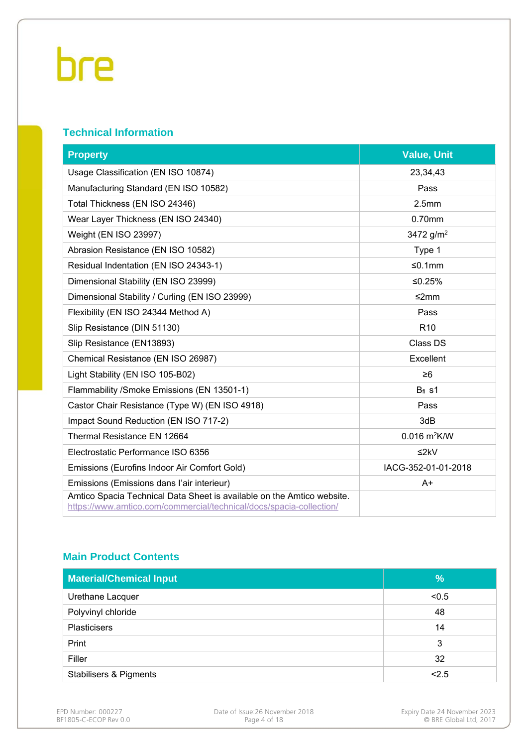## Technical Information

| Property | Value, Unit |
|---|---|
| Usage Classification (EN ISO 10874) | 23,34,43 |
| Manufacturing Standard (EN ISO 10582) | Pass |
| Total Thickness (EN ISO 24346) | 2.5mm |
| Wear Layer Thickness (EN ISO 24340) | 0.70mm |
| Weight (EN ISO 23997) | 3472 g/m$^2$ |
| Abrasion Resistance (EN ISO 10582) | Type 1 |
| Residual Indentation (EN ISO 24343-1) | ≤0.1mm |
| Dimensional Stability (EN ISO 23999) | ≤0.25% |
| Dimensional Stability / Curling (EN ISO 23999) | ≤2mm |
| Flexibility (EN ISO 24344 Method A) | Pass |
| Slip Resistance (DIN 51130) | R10 |
| Slip Resistance (EN13893) | Class DS |
| Chemical Resistance (EN ISO 26987) | Excellent |
| Light Stability (EN ISO 105-B02) | ≥6 |
| Flammability /Smoke Emissions (EN 13501-1) | $B_{fl}$ s1 |
| Castor Chair Resistance (Type W) (EN ISO 4918) | Pass |
| Impact Sound Reduction (EN ISO 717-2) | 3dB |
| Thermal Resistance EN 12664 | 0.016 m$^2$K/W |
| Electrostatic Performance ISO 6356 | ≤2kV |
| Emissions (Eurofins Indoor Air Comfort Gold) | IACG-352-01-01-2018 |
| Emissions (Emissions dans l'air interieur) | A+ |
| Amtico Spacia Technical Data Sheet is available on the Amtico website. https://www.amtico.com/commercial/technical/docs/spacia-collection/ | |

## Main Product Contents

| Material/Chemical Input | % |
|---|---|
| Urethane Lacquer | <0.5 |
| Polyvinyl chloride | 48 |
| Plasticisers | 14 |
| Print | 3 |
| Filler | 32 |
| Stabilisers & Pigments | <2.5 |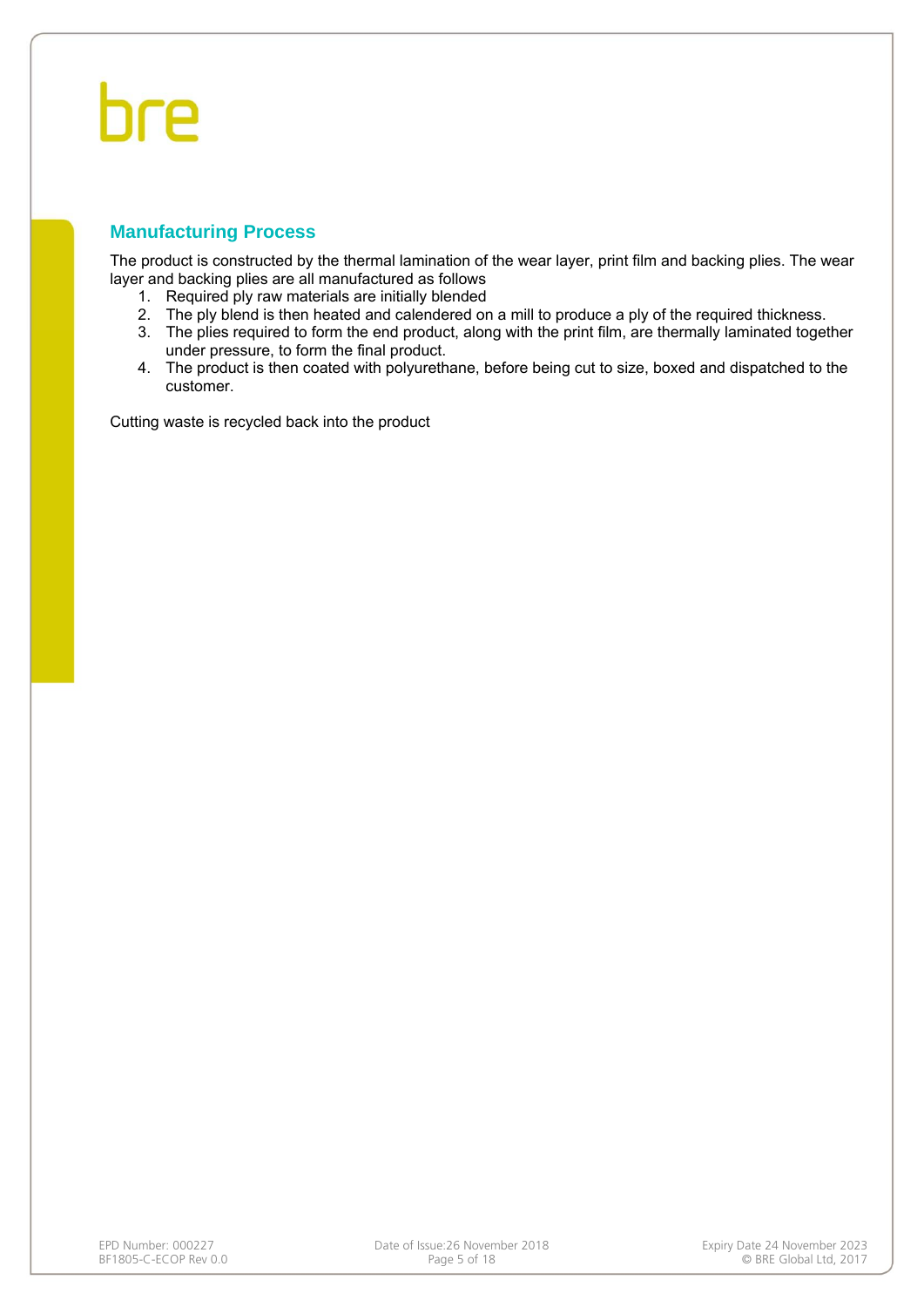## Manufacturing Process

The product is constructed by the thermal lamination of the wear layer, print film and backing plies. The wear layer and backing plies are all manufactured as follows

1. Required ply raw materials are initially blended
2. The ply blend is then heated and calendered on a mill to produce a ply of the required thickness.
3. The plies required to form the end product, along with the print film, are thermally laminated together under pressure, to form the final product.
4. The product is then coated with polyurethane, before being cut to size, boxed and dispatched to the customer.

Cutting waste is recycled back into the product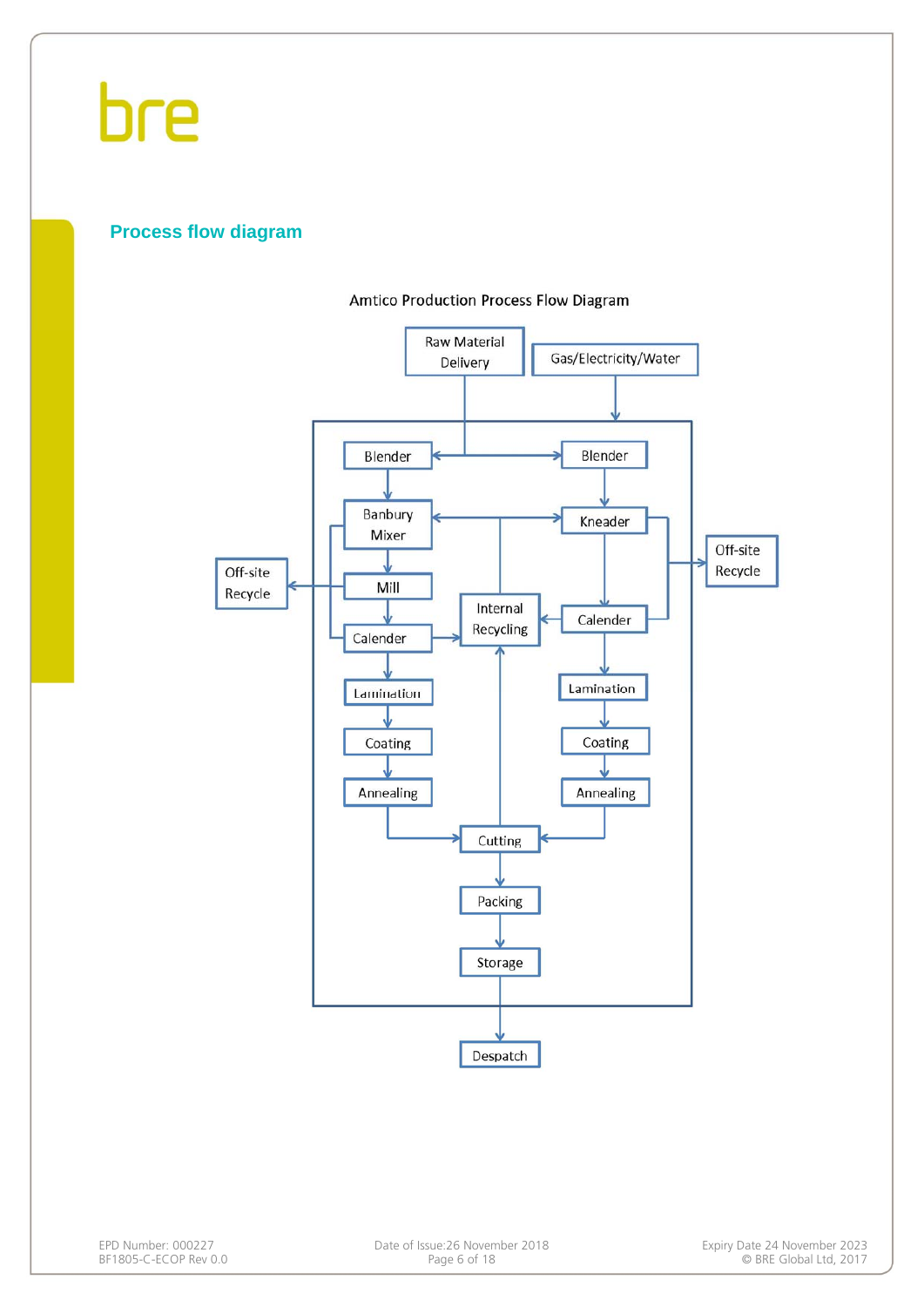## Process flow diagram

Amtico Production Process Flow Diagram

Raw Material Delivery

Gas/Electricity/Water

Blender

Blender

Banbury Mixer

Kneader

Off-site Recycle

Off-site Recycle

Mill

Internal Recycling

Calender

Calender

Lamination

Lamination

Coating

Coating

Annealing

Annealing

Cutting

Packing

Storage

Despatch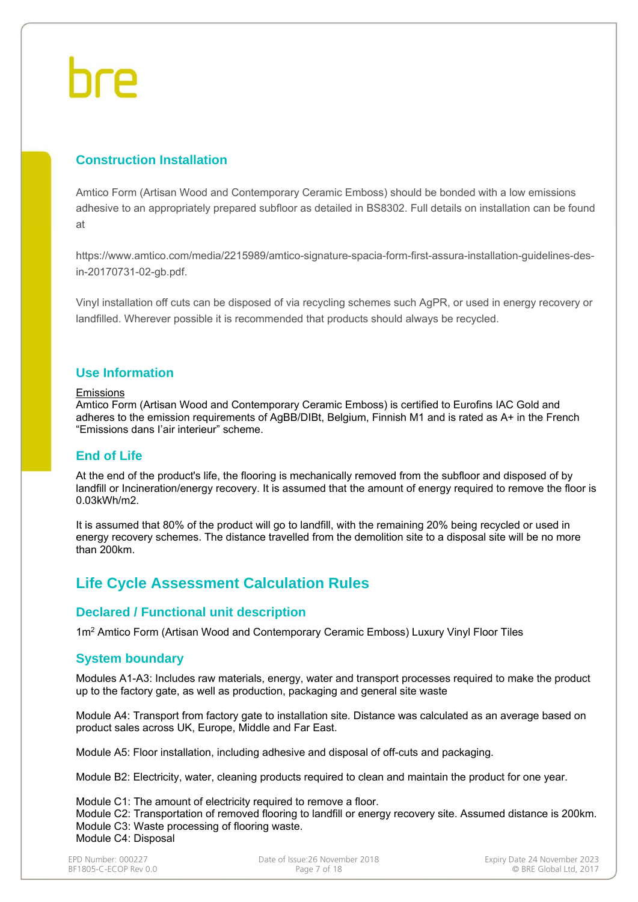## Construction Installation

Amtico Form (Artisan Wood and Contemporary Ceramic Emboss) should be bonded with a low emissions adhesive to an appropriately prepared subfloor as detailed in BS8302. Full details on installation can be found at

https://www.amtico.com/media/2215989/amtico-signature-spacia-form-first-assura-installation-guidelines-des-in-20170731-02-gb.pdf.

Vinyl installation off cuts can be disposed of via recycling schemes such AgPR, or used in energy recovery or landfilled. Wherever possible it is recommended that products should always be recycled.

## Use Information

Emissions

Amtico Form (Artisan Wood and Contemporary Ceramic Emboss) is certified to Eurofins IAC Gold and adheres to the emission requirements of AgBB/DIBt, Belgium, Finnish M1 and is rated as A+ in the French “Emissions dans l’air interieur” scheme.

## End of Life

At the end of the product's life, the flooring is mechanically removed from the subfloor and disposed of by landfill or Incineration/energy recovery. It is assumed that the amount of energy required to remove the floor is 0.03kWh/m2.

It is assumed that 80% of the product will go to landfill, with the remaining 20% being recycled or used in energy recovery schemes. The distance travelled from the demolition site to a disposal site will be no more than 200km.

# Life Cycle Assessment Calculation Rules

## Declared / Functional unit description

1m$^2$ Amtico Form (Artisan Wood and Contemporary Ceramic Emboss) Luxury Vinyl Floor Tiles

## System boundary

Modules A1-A3: Includes raw materials, energy, water and transport processes required to make the product up to the factory gate, as well as production, packaging and general site waste

Module A4: Transport from factory gate to installation site. Distance was calculated as an average based on product sales across UK, Europe, Middle and Far East.

Module A5: Floor installation, including adhesive and disposal of off-cuts and packaging.

Module B2: Electricity, water, cleaning products required to clean and maintain the product for one year.

Module C1: The amount of electricity required to remove a floor.
Module C2: Transportation of removed flooring to landfill or energy recovery site. Assumed distance is 200km.
Module C3: Waste processing of flooring waste.
Module C4: Disposal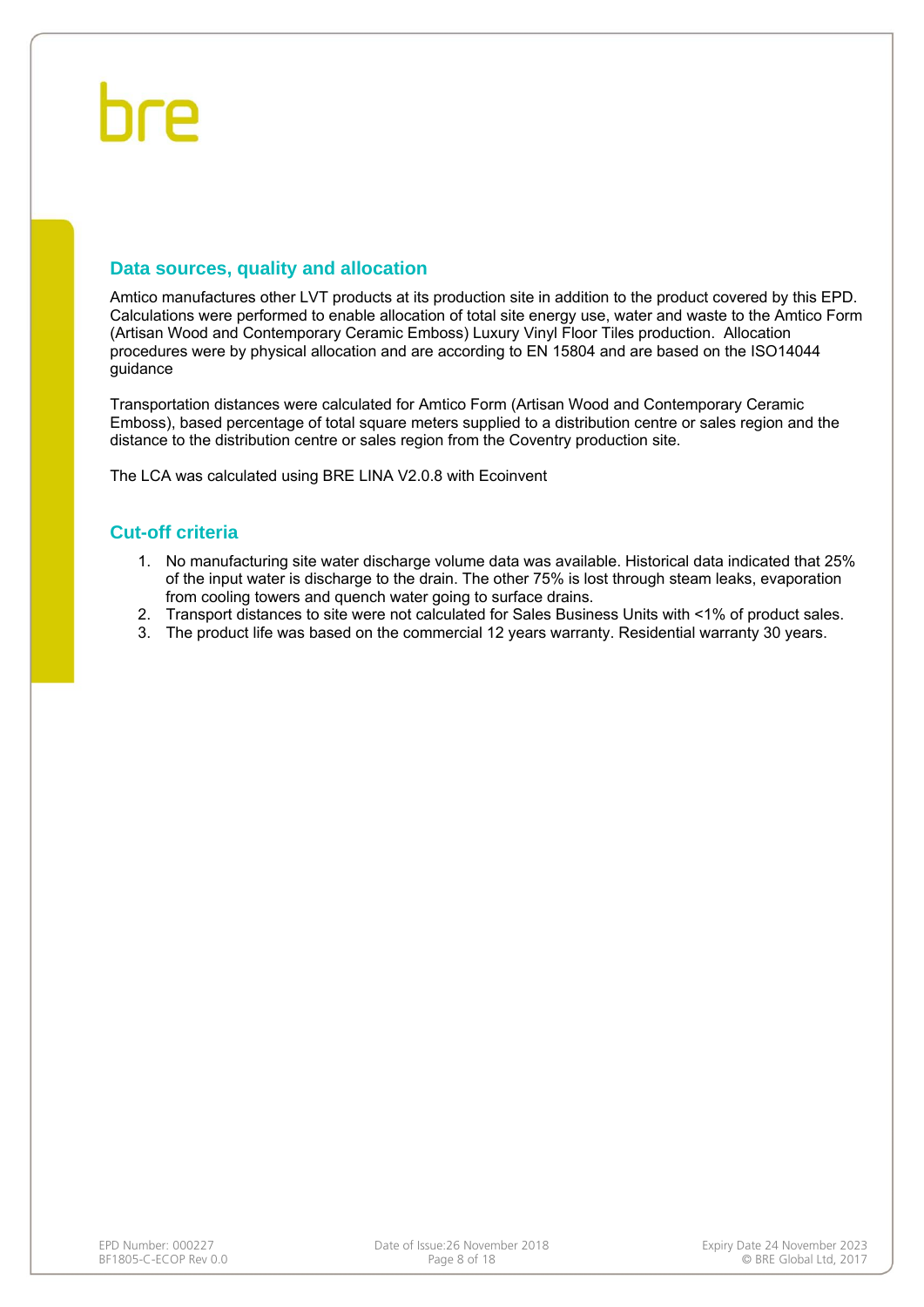## Data sources, quality and allocation

Amtico manufactures other LVT products at its production site in addition to the product covered by this EPD. Calculations were performed to enable allocation of total site energy use, water and waste to the Amtico Form (Artisan Wood and Contemporary Ceramic Emboss) Luxury Vinyl Floor Tiles production. Allocation procedures were by physical allocation and are according to EN 15804 and are based on the ISO14044 guidance

Transportation distances were calculated for Amtico Form (Artisan Wood and Contemporary Ceramic Emboss), based percentage of total square meters supplied to a distribution centre or sales region and the distance to the distribution centre or sales region from the Coventry production site.

The LCA was calculated using BRE LINA V2.0.8 with Ecoinvent

## Cut-off criteria

1. No manufacturing site water discharge volume data was available. Historical data indicated that 25% of the input water is discharge to the drain. The other 75% is lost through steam leaks, evaporation from cooling towers and quench water going to surface drains.
2. Transport distances to site were not calculated for Sales Business Units with <1% of product sales.
3. The product life was based on the commercial 12 years warranty. Residential warranty 30 years.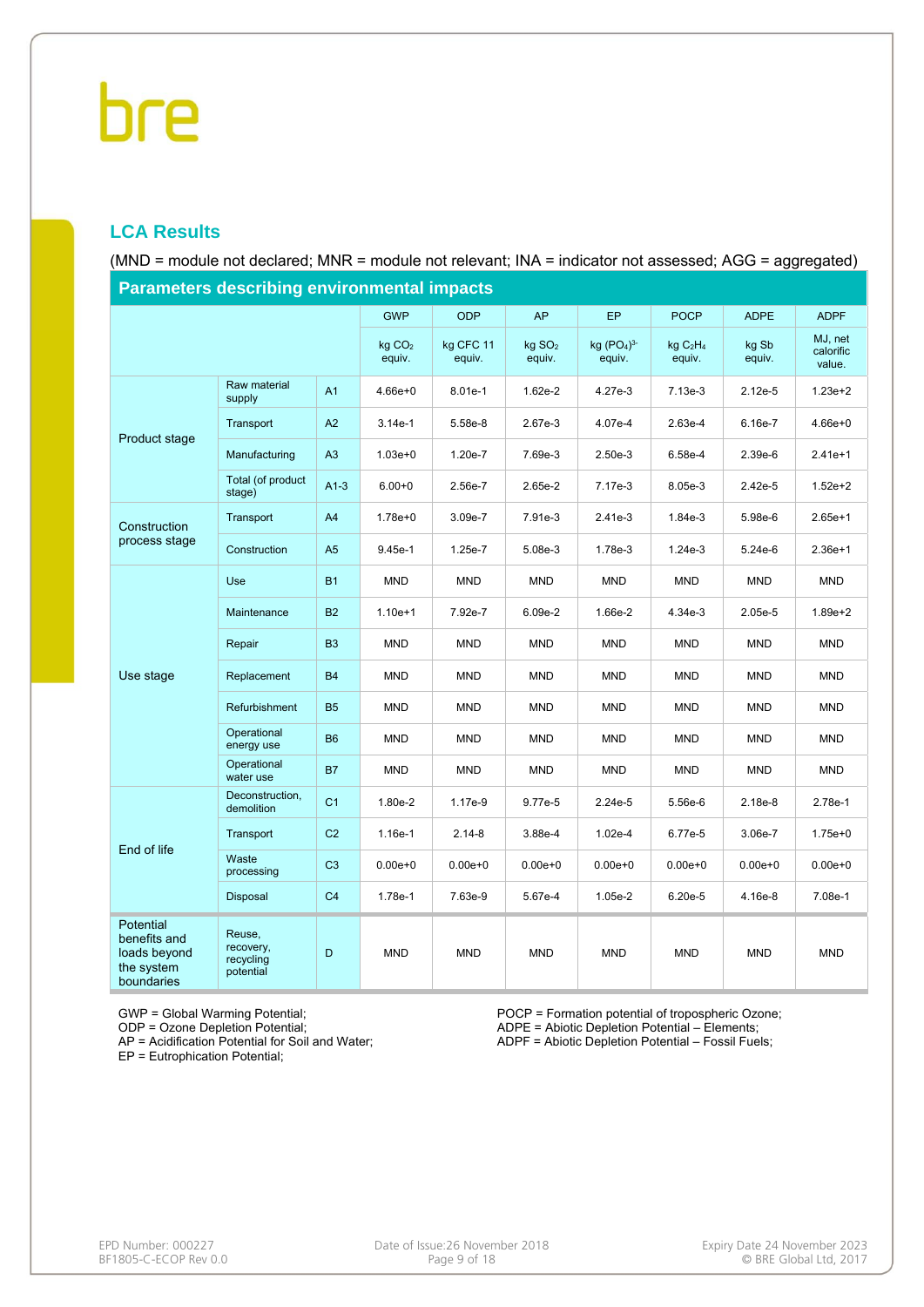## LCA Results

(MND = module not declared; MNR = module not relevant; INA = indicator not assessed; AGG = aggregated)

| Parameters describing environmental impacts | | | | | | | | | |
|---|---|---|---|---|---|---|---|---|---|
| | | | GWP | ODP | AP | EP | POCP | ADPE | ADPF |
| | | | kg $CO_2$ equiv. | kg CFC 11 equiv. | kg $SO_2$ equiv. | kg $(PO_4)^{3-}$ equiv. | kg $C_2H_4$ equiv. | kg Sb equiv. | MJ, net calorific value. |
| Product stage | Raw material supply | A1 | 4.66e+0 | 8.01e-1 | 1.62e-2 | 4.27e-3 | 7.13e-3 | 2.12e-5 | 1.23e+2 |
| | Transport | A2 | 3.14e-1 | 5.58e-8 | 2.67e-3 | 4.07e-4 | 2.63e-4 | 6.16e-7 | 4.66e+0 |
| | Manufacturing | A3 | 1.03e+0 | 1.20e-7 | 7.69e-3 | 2.50e-3 | 6.58e-4 | 2.39e-6 | 2.41e+1 |
| | Total (of product stage) | A1-3 | 6.00+0 | 2.56e-7 | 2.65e-2 | 7.17e-3 | 8.05e-3 | 2.42e-5 | 1.52e+2 |
| Construction process stage | Transport | A4 | 1.78e+0 | 3.09e-7 | 7.91e-3 | 2.41e-3 | 1.84e-3 | 5.98e-6 | 2.65e+1 |
| | Construction | A5 | 9.45e-1 | 1.25e-7 | 5.08e-3 | 1.78e-3 | 1.24e-3 | 5.24e-6 | 2.36e+1 |
| Use stage | Use | B1 | MND | MND | MND | MND | MND | MND | MND |
| | Maintenance | B2 | 1.10e+1 | 7.92e-7 | 6.09e-2 | 1.66e-2 | 4.34e-3 | 2.05e-5 | 1.89e+2 |
| | Repair | B3 | MND | MND | MND | MND | MND | MND | MND |
| | Replacement | B4 | MND | MND | MND | MND | MND | MND | MND |
| | Refurbishment | B5 | MND | MND | MND | MND | MND | MND | MND |
| | Operational energy use | B6 | MND | MND | MND | MND | MND | MND | MND |
| | Operational water use | B7 | MND | MND | MND | MND | MND | MND | MND |
| End of life | Deconstruction, demolition | C1 | 1.80e-2 | 1.17e-9 | 9.77e-5 | 2.24e-5 | 5.56e-6 | 2.18e-8 | 2.78e-1 |
| | Transport | C2 | 1.16e-1 | 2.14-8 | 3.88e-4 | 1.02e-4 | 6.77e-5 | 3.06e-7 | 1.75e+0 |
| | Waste processing | C3 | 0.00e+0 | 0.00e+0 | 0.00e+0 | 0.00e+0 | 0.00e+0 | 0.00e+0 | 0.00e+0 |
| | Disposal | C4 | 1.78e-1 | 7.63e-9 | 5.67e-4 | 1.05e-2 | 6.20e-5 | 4.16e-8 | 7.08e-1 |
| Potential benefits and loads beyond the system boundaries | Reuse, recovery, recycling potential | D | MND | MND | MND | MND | MND | MND | MND |

GWP = Global Warming Potential;
ODP = Ozone Depletion Potential;
AP = Acidification Potential for Soil and Water;
EP = Eutrophication Potential;
POCP = Formation potential of tropospheric Ozone;
ADPE = Abiotic Depletion Potential – Elements;
ADPF = Abiotic Depletion Potential – Fossil Fuels;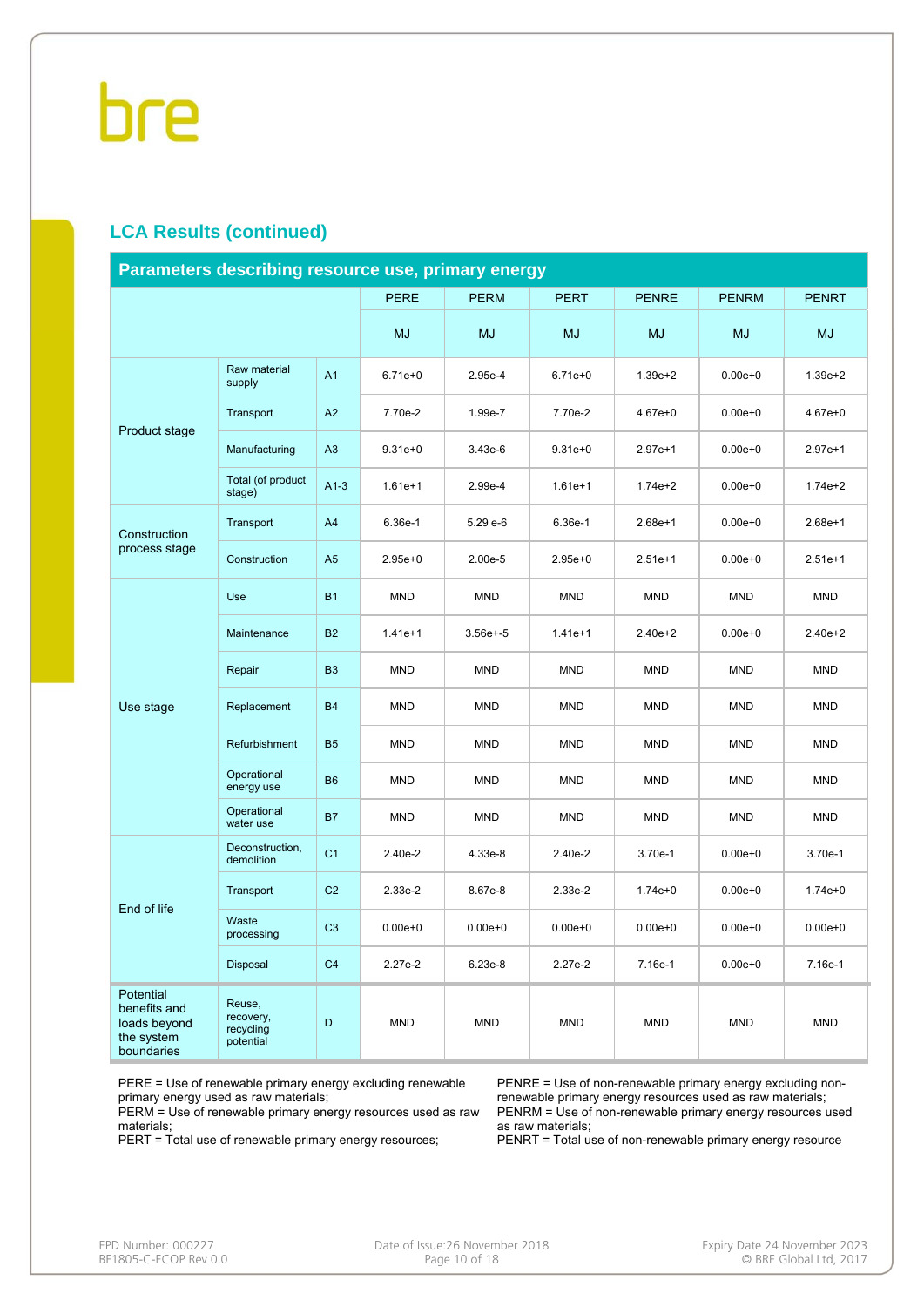## LCA Results (continued)

| Parameters describing resource use, primary energy | | | PERE | PERM | PERT | PENRE | PENRM | PENRT |
|---|---|---|---|---|---|---|---|---|
| | | | MJ | MJ | MJ | MJ | MJ | MJ |
| Product stage | Raw material supply | A1 | 6.71e+0 | 2.95e-4 | 6.71e+0 | 1.39e+2 | 0.00e+0 | 1.39e+2 |
| | Transport | A2 | 7.70e-2 | 1.99e-7 | 7.70e-2 | 4.67e+0 | 0.00e+0 | 4.67e+0 |
| | Manufacturing | A3 | 9.31e+0 | 3.43e-6 | 9.31e+0 | 2.97e+1 | 0.00e+0 | 2.97e+1 |
| | Total (of product stage) | A1-3 | 1.61e+1 | 2.99e-4 | 1.61e+1 | 1.74e+2 | 0.00e+0 | 1.74e+2 |
| Construction process stage | Transport | A4 | 6.36e-1 | 5.29 e-6 | 6.36e-1 | 2.68e+1 | 0.00e+0 | 2.68e+1 |
| | Construction | A5 | 2.95e+0 | 2.00e-5 | 2.95e+0 | 2.51e+1 | 0.00e+0 | 2.51e+1 |
| Use stage | Use | B1 | MND | MND | MND | MND | MND | MND |
| | Maintenance | B2 | 1.41e+1 | 3.56e+-5 | 1.41e+1 | 2.40e+2 | 0.00e+0 | 2.40e+2 |
| | Repair | B3 | MND | MND | MND | MND | MND | MND |
| | Replacement | B4 | MND | MND | MND | MND | MND | MND |
| | Refurbishment | B5 | MND | MND | MND | MND | MND | MND |
| | Operational energy use | B6 | MND | MND | MND | MND | MND | MND |
| | Operational water use | B7 | MND | MND | MND | MND | MND | MND |
| End of life | Deconstruction, demolition | C1 | 2.40e-2 | 4.33e-8 | 2.40e-2 | 3.70e-1 | 0.00e+0 | 3.70e-1 |
| | Transport | C2 | 2.33e-2 | 8.67e-8 | 2.33e-2 | 1.74e+0 | 0.00e+0 | 1.74e+0 |
| | Waste processing | C3 | 0.00e+0 | 0.00e+0 | 0.00e+0 | 0.00e+0 | 0.00e+0 | 0.00e+0 |
| | Disposal | C4 | 2.27e-2 | 6.23e-8 | 2.27e-2 | 7.16e-1 | 0.00e+0 | 7.16e-1 |
| Potential benefits and loads beyond the system boundaries | Reuse, recovery, recycling potential | D | MND | MND | MND | MND | MND | MND |

PERE = Use of renewable primary energy excluding renewable primary energy used as raw materials;
PERM = Use of renewable primary energy resources used as raw materials;
PERT = Total use of renewable primary energy resources;
PENRE = Use of non-renewable primary energy excluding non-renewable primary energy resources used as raw materials;
PENRM = Use of non-renewable primary energy resources used as raw materials;
PENRT = Total use of non-renewable primary energy resource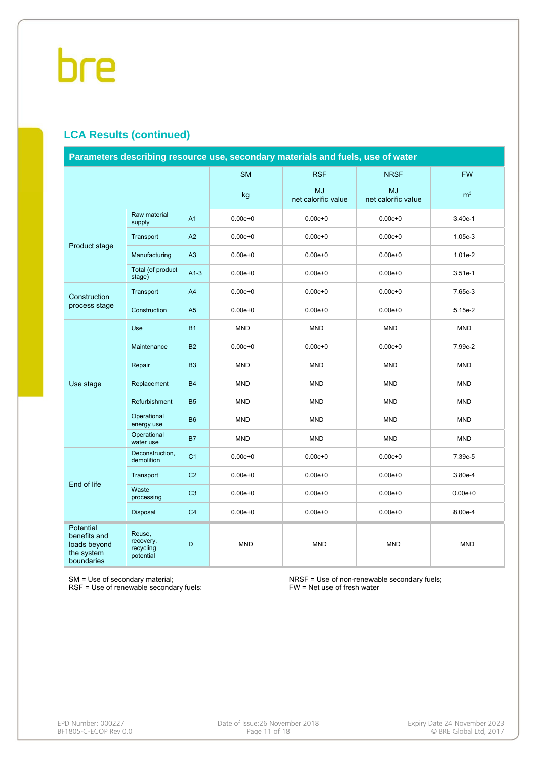## LCA Results (continued)

| Parameters describing resource use, secondary materials and fuels, use of water | | | | | | |
|---|---|---|---|---|---|---|
| | | | SM | RSF | NRSF | FW |
| | | | kg | MJ net calorific value | MJ net calorific value | $m^3$ |
| Product stage | Raw material supply | A1 | 0.00e+0 | 0.00e+0 | 0.00e+0 | 3.40e-1 |
| | Transport | A2 | 0.00e+0 | 0.00e+0 | 0.00e+0 | 1.05e-3 |
| | Manufacturing | A3 | 0.00e+0 | 0.00e+0 | 0.00e+0 | 1.01e-2 |
| | Total (of product stage) | A1-3 | 0.00e+0 | 0.00e+0 | 0.00e+0 | 3.51e-1 |
| Construction process stage | Transport | A4 | 0.00e+0 | 0.00e+0 | 0.00e+0 | 7.65e-3 |
| | Construction | A5 | 0.00e+0 | 0.00e+0 | 0.00e+0 | 5.15e-2 |
| Use stage | Use | B1 | MND | MND | MND | MND |
| | Maintenance | B2 | 0.00e+0 | 0.00e+0 | 0.00e+0 | 7.99e-2 |
| | Repair | B3 | MND | MND | MND | MND |
| | Replacement | B4 | MND | MND | MND | MND |
| | Refurbishment | B5 | MND | MND | MND | MND |
| | Operational energy use | B6 | MND | MND | MND | MND |
| | Operational water use | B7 | MND | MND | MND | MND |
| End of life | Deconstruction, demolition | C1 | 0.00e+0 | 0.00e+0 | 0.00e+0 | 7.39e-5 |
| | Transport | C2 | 0.00e+0 | 0.00e+0 | 0.00e+0 | 3.80e-4 |
| | Waste processing | C3 | 0.00e+0 | 0.00e+0 | 0.00e+0 | 0.00e+0 |
| | Disposal | C4 | 0.00e+0 | 0.00e+0 | 0.00e+0 | 8.00e-4 |
| Potential benefits and loads beyond the system boundaries | Reuse, recovery, recycling potential | D | MND | MND | MND | MND |

SM = Use of secondary material;
RSF = Use of renewable secondary fuels;
NRSF = Use of non-renewable secondary fuels;
FW = Net use of fresh water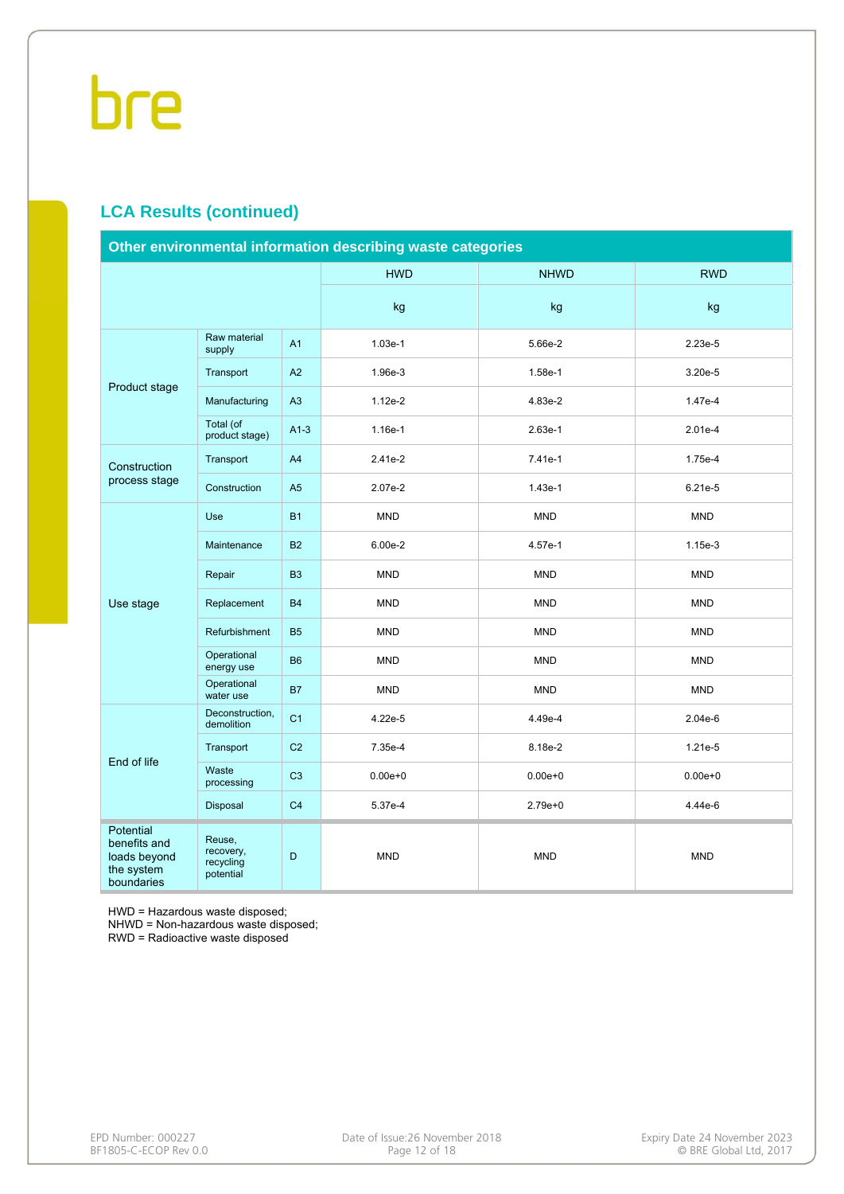## LCA Results (continued)

| Other environmental information describing waste categories | | | | | |
|---|---|---|---|---|---|
| | | | HWD | NHWD | RWD |
| | | | kg | kg | kg |
| Product stage | Raw material supply | A1 | 1.03e-1 | 5.66e-2 | 2.23e-5 |
| | Transport | A2 | 1.96e-3 | 1.58e-1 | 3.20e-5 |
| | Manufacturing | A3 | 1.12e-2 | 4.83e-2 | 1.47e-4 |
| | Total (of product stage) | A1-3 | 1.16e-1 | 2.63e-1 | 2.01e-4 |
| Construction process stage | Transport | A4 | 2.41e-2 | 7.41e-1 | 1.75e-4 |
| | Construction | A5 | 2.07e-2 | 1.43e-1 | 6.21e-5 |
| Use stage | Use | B1 | MND | MND | MND |
| | Maintenance | B2 | 6.00e-2 | 4.57e-1 | 1.15e-3 |
| | Repair | B3 | MND | MND | MND |
| | Replacement | B4 | MND | MND | MND |
| | Refurbishment | B5 | MND | MND | MND |
| | Operational energy use | B6 | MND | MND | MND |
| | Operational water use | B7 | MND | MND | MND |
| End of life | Deconstruction, demolition | C1 | 4.22e-5 | 4.49e-4 | 2.04e-6 |
| | Transport | C2 | 7.35e-4 | 8.18e-2 | 1.21e-5 |
| | Waste processing | C3 | 0.00e+0 | 0.00e+0 | 0.00e+0 |
| | Disposal | C4 | 5.37e-4 | 2.79e+0 | 4.44e-6 |
| Potential benefits and loads beyond the system boundaries | Reuse, recovery, recycling potential | D | MND | MND | MND |

HWD = Hazardous waste disposed;
NHWD = Non-hazardous waste disposed;
RWD = Radioactive waste disposed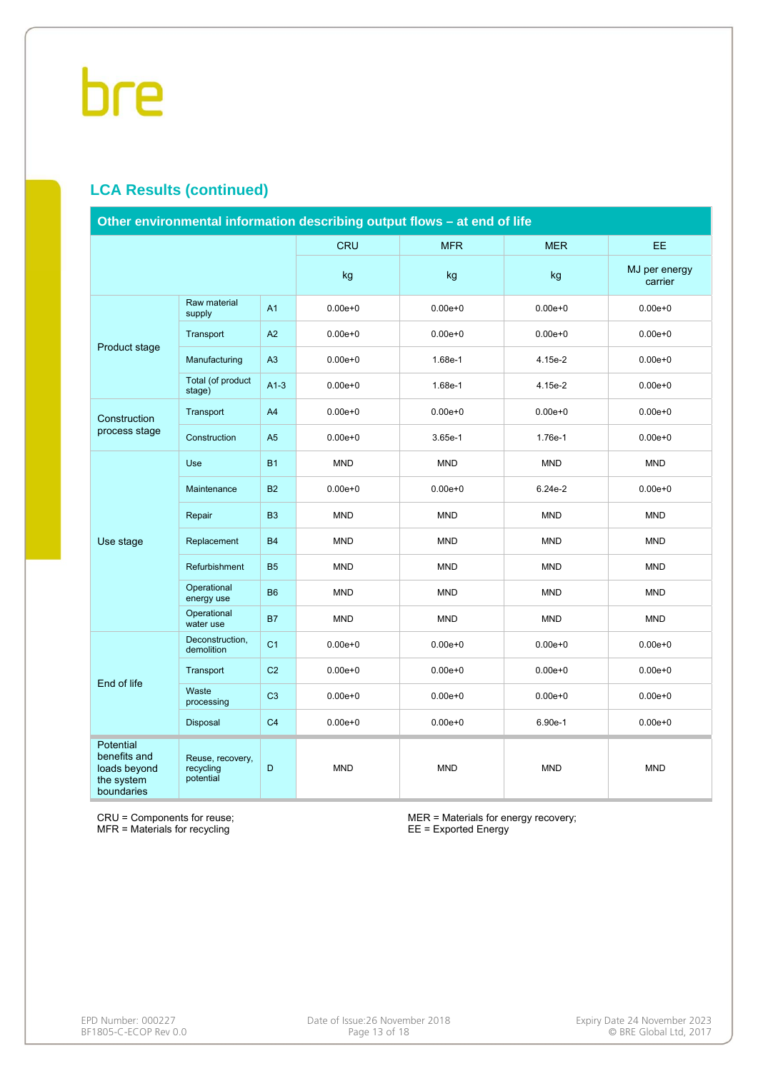## LCA Results (continued)

| Other environmental information describing output flows – at end of life | | | CRU | MFR | MER | EE |
|---|---|---|---|---|---|---|
| | | | kg | kg | kg | MJ per energy carrier |
| Product stage | Raw material supply | A1 | 0.00e+0 | 0.00e+0 | 0.00e+0 | 0.00e+0 |
| | Transport | A2 | 0.00e+0 | 0.00e+0 | 0.00e+0 | 0.00e+0 |
| | Manufacturing | A3 | 0.00e+0 | 1.68e-1 | 4.15e-2 | 0.00e+0 |
| | Total (of product stage) | A1-3 | 0.00e+0 | 1.68e-1 | 4.15e-2 | 0.00e+0 |
| Construction process stage | Transport | A4 | 0.00e+0 | 0.00e+0 | 0.00e+0 | 0.00e+0 |
| | Construction | A5 | 0.00e+0 | 3.65e-1 | 1.76e-1 | 0.00e+0 |
| Use stage | Use | B1 | MND | MND | MND | MND |
| | Maintenance | B2 | 0.00e+0 | 0.00e+0 | 6.24e-2 | 0.00e+0 |
| | Repair | B3 | MND | MND | MND | MND |
| | Replacement | B4 | MND | MND | MND | MND |
| | Refurbishment | B5 | MND | MND | MND | MND |
| | Operational energy use | B6 | MND | MND | MND | MND |
| | Operational water use | B7 | MND | MND | MND | MND |
| End of life | Deconstruction, demolition | C1 | 0.00e+0 | 0.00e+0 | 0.00e+0 | 0.00e+0 |
| | Transport | C2 | 0.00e+0 | 0.00e+0 | 0.00e+0 | 0.00e+0 |
| | Waste processing | C3 | 0.00e+0 | 0.00e+0 | 0.00e+0 | 0.00e+0 |
| | Disposal | C4 | 0.00e+0 | 0.00e+0 | 6.90e-1 | 0.00e+0 |
| Potential benefits and loads beyond the system boundaries | Reuse, recovery, recycling potential | D | MND | MND | MND | MND |

CRU = Components for reuse;
MFR = Materials for recycling

MER = Materials for energy recovery;
EE = Exported Energy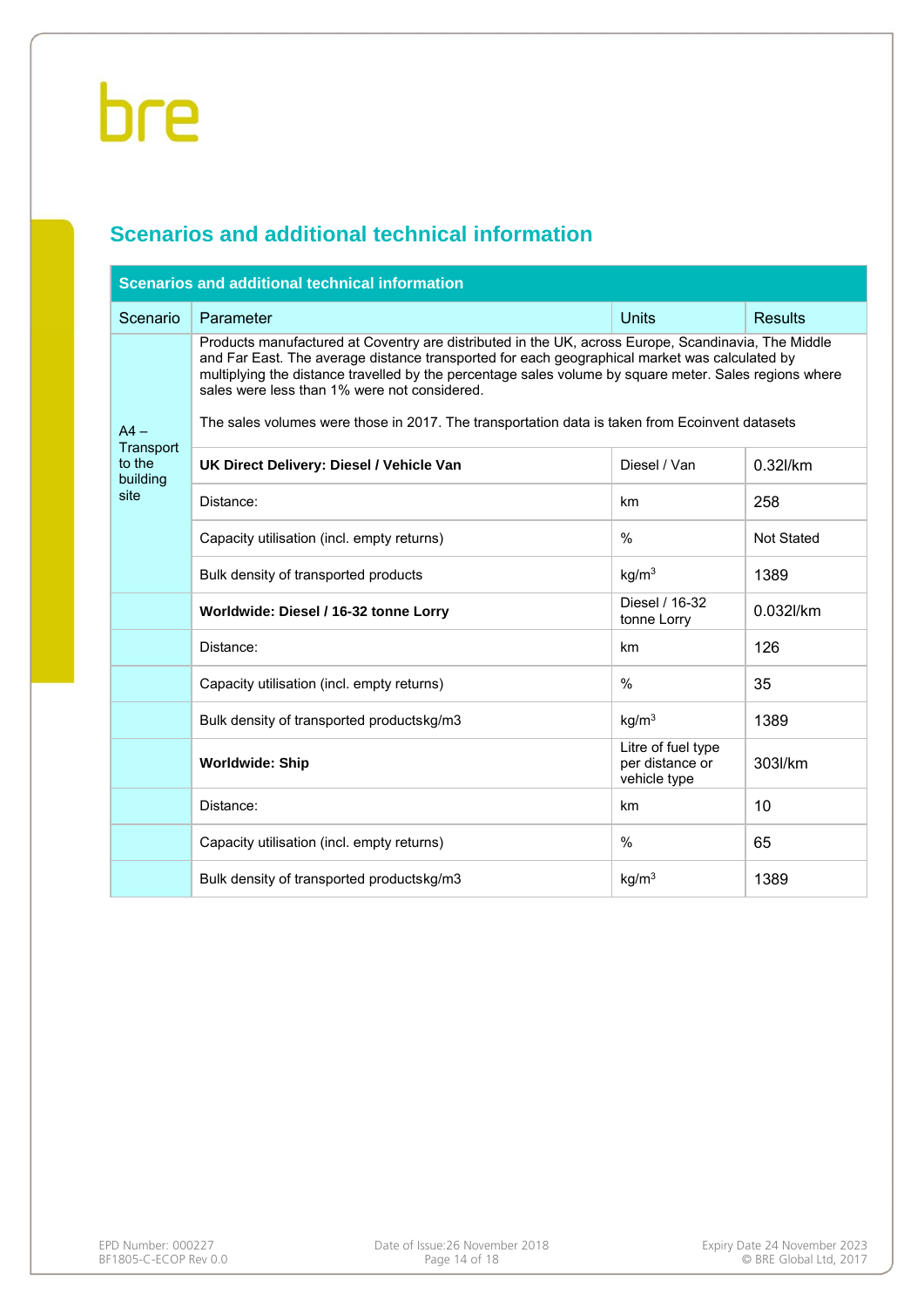## Scenarios and additional technical information

| Scenarios and additional technical information | | | |
|---|---|---|---|
| Scenario | Parameter | Units | Results |
| A4 – Transport to the building site | Products manufactured at Coventry are distributed in the UK, across Europe, Scandinavia, The Middle and Far East. The average distance transported for each geographical market was calculated by multiplying the distance travelled by the percentage sales volume by square meter. Sales regions where sales were less than 1% were not considered. The sales volumes were those in 2017. The transportation data is taken from Ecoinvent datasets | | |
| | **UK Direct Delivery: Diesel / Vehicle Van** | Diesel / Van | 0.32l/km |
| | Distance: | km | 258 |
| | Capacity utilisation (incl. empty returns) | % | Not Stated |
| | Bulk density of transported products | kg/m$^3$ | 1389 |
| | **Worldwide: Diesel / 16-32 tonne Lorry** | Diesel / 16-32 tonne Lorry | 0.032l/km |
| | Distance: | km | 126 |
| | Capacity utilisation (incl. empty returns) | % | 35 |
| | Bulk density of transported productskg/m3 | kg/m$^3$ | 1389 |
| | **Worldwide: Ship** | Litre of fuel type per distance or vehicle type | 303l/km |
| | Distance: | km | 10 |
| | Capacity utilisation (incl. empty returns) | % | 65 |
| | Bulk density of transported productskg/m3 | kg/m$^3$ | 1389 |

EPD Number: 000227
BF1805-C-ECOP Rev 0.0

Date of Issue:26 November 2018

Expiry Date 24 November 2023
© BRE Global Ltd, 2017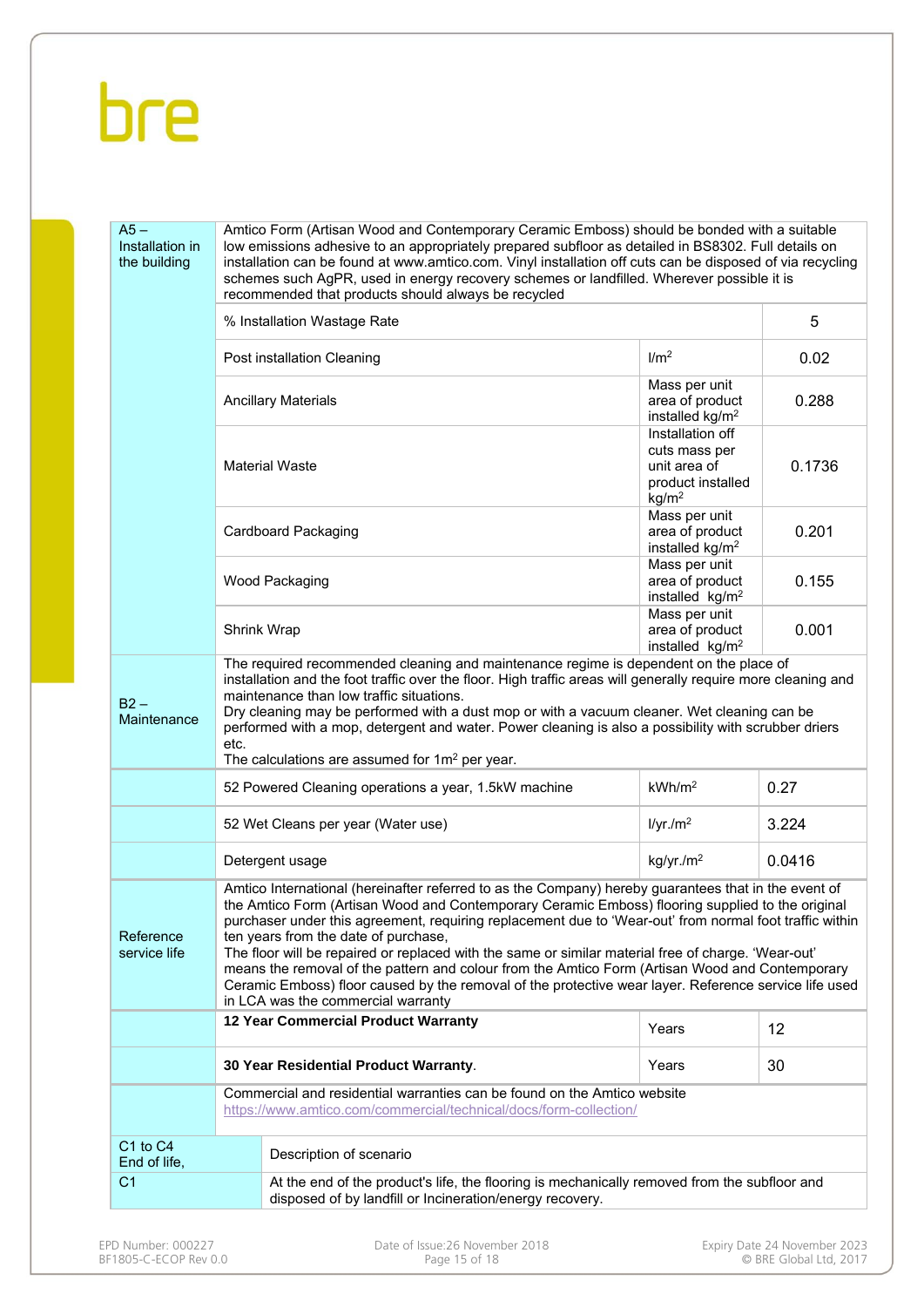| | | | |
|---|---|---|---|
| A5 – Installation in the building | Amtico Form (Artisan Wood and Contemporary Ceramic Emboss) should be bonded with a suitable low emissions adhesive to an appropriately prepared subfloor as detailed in BS8302. Full details on installation can be found at www.amtico.com. Vinyl installation off cuts can be disposed of via recycling schemes such AgPR, used in energy recovery schemes or landfilled. Wherever possible it is recommended that products should always be recycled | | |
| | % Installation Wastage Rate | | 5 |
| | Post installation Cleaning | l/m$^2$ | 0.02 |
| | Ancillary Materials | Mass per unit area of product installed kg/m$^2$ | 0.288 |
| | Material Waste | Installation off cuts mass per unit area of product installed kg/m$^2$ | 0.1736 |
| | Cardboard Packaging | Mass per unit area of product installed kg/m$^2$ | 0.201 |
| | Wood Packaging | Mass per unit area of product installed kg/m$^2$ | 0.155 |
| | Shrink Wrap | Mass per unit area of product installed kg/m$^2$ | 0.001 |
| B2 – Maintenance | The required recommended cleaning and maintenance regime is dependent on the place of installation and the foot traffic over the floor. High traffic areas will generally require more cleaning and maintenance than low traffic situations. Dry cleaning may be performed with a dust mop or with a vacuum cleaner. Wet cleaning can be performed with a mop, detergent and water. Power cleaning is also a possibility with scrubber driers etc. The calculations are assumed for 1m$^2$ per year. | | |
| | 52 Powered Cleaning operations a year, 1.5kW machine | kWh/m$^2$ | 0.27 |
| | 52 Wet Cleans per year (Water use) | l/yr./m$^2$ | 3.224 |
| | Detergent usage | kg/yr./m$^2$ | 0.0416 |
| Reference service life | Amtico International (hereinafter referred to as the Company) hereby guarantees that in the event of the Amtico Form (Artisan Wood and Contemporary Ceramic Emboss) flooring supplied to the original purchaser under this agreement, requiring replacement due to 'Wear-out' from normal foot traffic within ten years from the date of purchase, The floor will be repaired or replaced with the same or similar material free of charge. 'Wear-out' means the removal of the pattern and colour from the Amtico Form (Artisan Wood and Contemporary Ceramic Emboss) floor caused by the removal of the protective wear layer. Reference service life used in LCA was the commercial warranty | | |
| | **12 Year Commercial Product Warranty** | Years | 12 |
| | **30 Year Residential Product Warranty**. | Years | 30 |
| | Commercial and residential warranties can be found on the Amtico website https://www.amtico.com/commercial/technical/docs/form-collection/ | | |

| C1 to C4 End of life, | Description of scenario |
|---|---|
| C1 | At the end of the product's life, the flooring is mechanically removed from the subfloor and disposed of by landfill or Incineration/energy recovery. |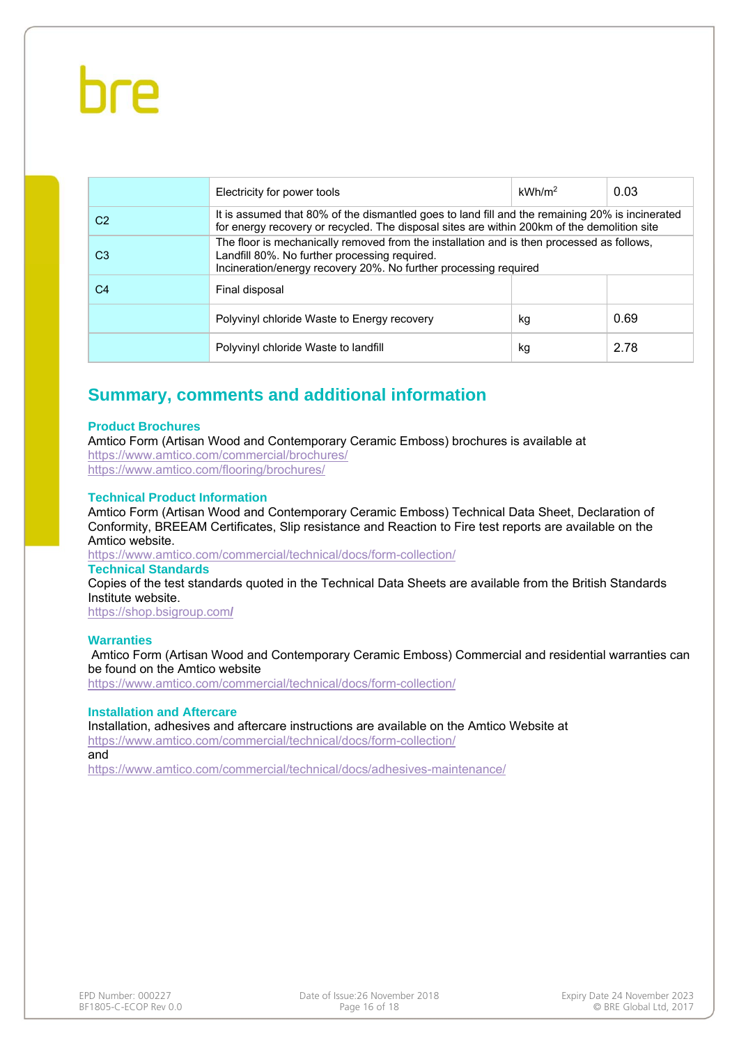|  | Electricity for power tools | kWh/m$^2$ | 0.03 |
|---|---|---|---|
| C2 | It is assumed that 80% of the dismantled goes to land fill and the remaining 20% is incinerated for energy recovery or recycled. The disposal sites are within 200km of the demolition site | | |
| C3 | The floor is mechanically removed from the installation and is then processed as follows, Landfill 80%. No further processing required. Incineration/energy recovery 20%. No further processing required | | |
| C4 | Final disposal | | |
|  | Polyvinyl chloride Waste to Energy recovery | kg | 0.69 |
|  | Polyvinyl chloride Waste to landfill | kg | 2.78 |

## Summary, comments and additional information

### Product Brochures

Amtico Form (Artisan Wood and Contemporary Ceramic Emboss) brochures is available at
https://www.amtico.com/commercial/brochures/
https://www.amtico.com/flooring/brochures/

### Technical Product Information

Amtico Form (Artisan Wood and Contemporary Ceramic Emboss) Technical Data Sheet, Declaration of Conformity, BREEAM Certificates, Slip resistance and Reaction to Fire test reports are available on the Amtico website.
https://www.amtico.com/commercial/technical/docs/form-collection/

### Technical Standards

Copies of the test standards quoted in the Technical Data Sheets are available from the British Standards Institute website.
https://shop.bsigroup.com/

### Warranties

Amtico Form (Artisan Wood and Contemporary Ceramic Emboss) Commercial and residential warranties can be found on the Amtico website
https://www.amtico.com/commercial/technical/docs/form-collection/

### Installation and Aftercare

Installation, adhesives and aftercare instructions are available on the Amtico Website at
https://www.amtico.com/commercial/technical/docs/form-collection/
and
https://www.amtico.com/commercial/technical/docs/adhesives-maintenance/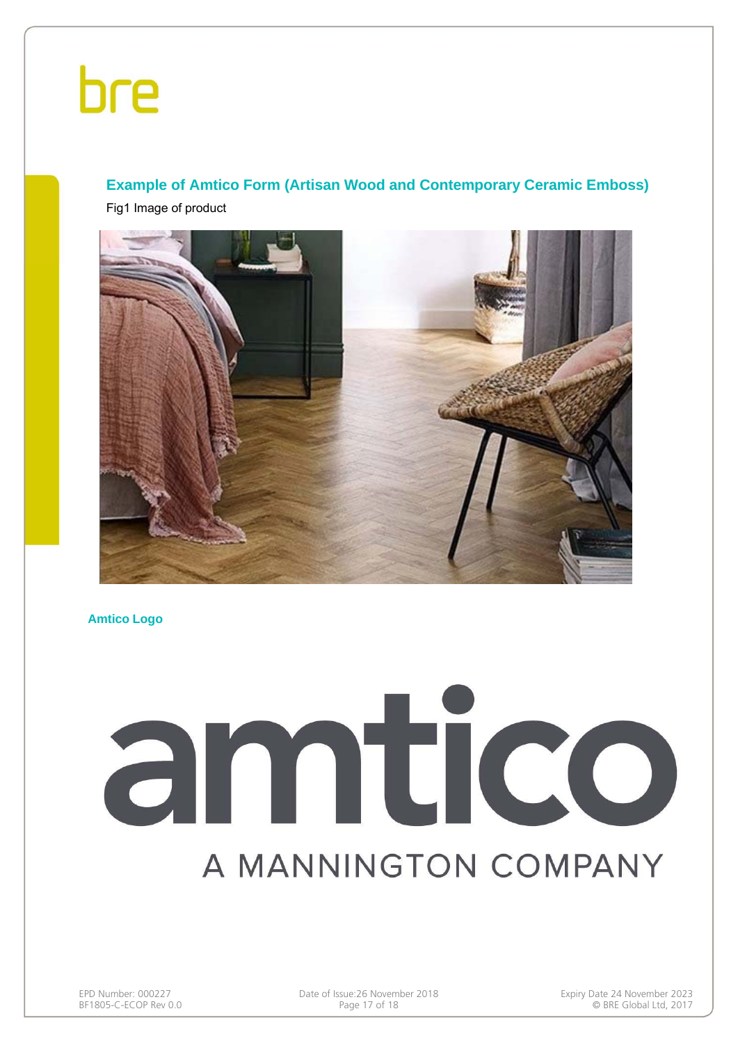## Example of Amtico Form (Artisan Wood and Contemporary Ceramic Emboss)

Fig1 Image of product

### Amtico Logo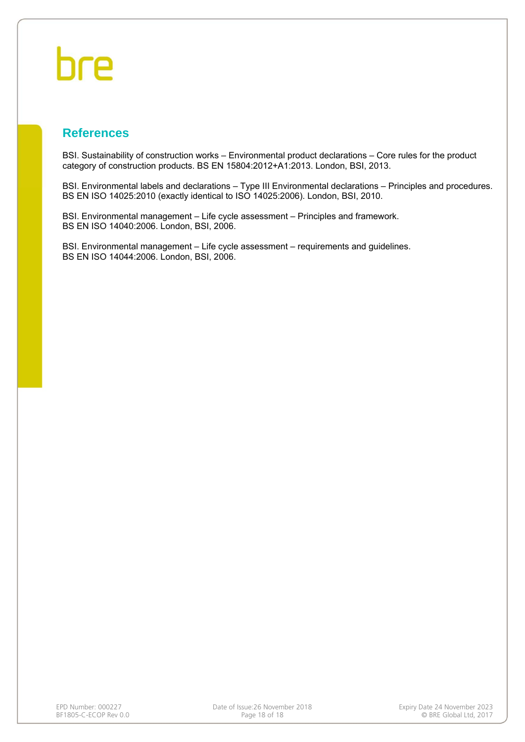## References

BSI. Sustainability of construction works – Environmental product declarations – Core rules for the product category of construction products. BS EN 15804:2012+A1:2013. London, BSI, 2013.

BSI. Environmental labels and declarations – Type III Environmental declarations – Principles and procedures. BS EN ISO 14025:2010 (exactly identical to ISO 14025:2006). London, BSI, 2010.

BSI. Environmental management – Life cycle assessment – Principles and framework. BS EN ISO 14040:2006. London, BSI, 2006.

BSI. Environmental management – Life cycle assessment – requirements and guidelines. BS EN ISO 14044:2006. London, BSI, 2006.